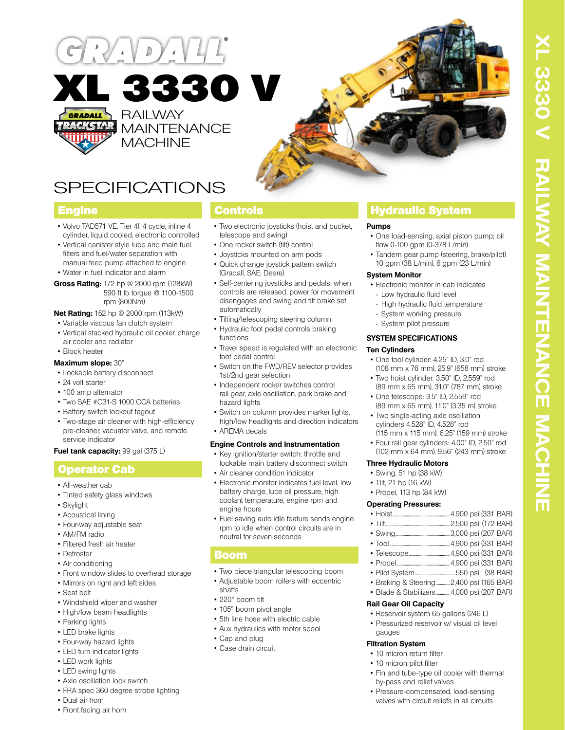# GRADALL®

# XL 3330 V

RAILWAY MAINTENANCE MACHINE

# SPECIFICATIONS

## Engine

- Volvo TAD571 VE, Tier 4f, 4 cycle, inline 4 cylinder, liquid cooled, electronic controlled
- Vertical canister style lube and main fuel filters and fuel/water separation with manual feed pump attached to engine
- Water in fuel indicator and alarm

**Gross Rating:** 172 hp @ 2000 rpm (128kW)
590 ft lb torque @ 1100-1500 rpm (800Nm)

**Net Rating:** 152 hp @ 2000 rpm (113kW)

- Variable viscous fan clutch system
- Vertical stacked hydraulic oil cooler, charge air cooler and radiator
- Block heater

**Maximum slope:** 30°

- Lockable battery disconnect
- 24 volt starter
- 100 amp alternator
- Two SAE #C31-S 1000 CCA batteries
- Battery switch lockout tagout
- Two-stage air cleaner with high-efficiency pre-cleaner, vacuator valve, and remote service indicator

**Fuel tank capacity:** 99 gal (375 L)

## Operator Cab

- All-weather cab
- Tinted safety glass windows
- Skylight
- Acoustical lining
- Four-way adjustable seat
- AM/FM radio
- Filtered fresh air heater
- Defroster
- Air conditioning
- Front window slides to overhead storage
- Mirrors on right and left sides
- Seat belt
- Windshield wiper and washer
- High/low beam headlights
- Parking lights
- LED brake lights
- Four-way hazard lights
- LED turn indicator lights
- LED work lights
- LED swing lights
- Axle oscillation lock switch
- FRA spec 360 degree strobe lighting
- Dual air horn
- Front facing air horn

## Controls

- Two electronic joysticks (hoist and bucket, telescope and swing)
- One rocker switch (tilt) control
- Joysticks mounted on arm pods
- Quick change joystick pattern switch (Gradall, SAE, Deere)
- Self-centering joysticks and pedals; when controls are released, power for movement disengages and swing and tilt brake set automatically
- Tilting/telescoping steering column
- Hydraulic foot pedal controls braking functions
- Travel speed is regulated with an electronic foot pedal control
- Switch on the FWD/REV selector provides 1st/2nd gear selection
- Independent rocker switches control rail gear, axle oscillation, park brake and hazard lights
- Switch on column provides marker lights, high/low headlights and direction indicators
- AREMA decals

### Engine Controls and Instrumentation

- Key ignition/starter switch; throttle and lockable main battery disconnect switch
- Air cleaner condition indicator
- Electronic monitor indicates fuel level, low battery charge, lube oil pressure, high coolant temperature, engine rpm and engine hours
- Fuel saving auto idle feature sends engine rpm to idle when control circuits are in neutral for seven seconds

## Boom

- Two piece triangular telescoping boom
- Adjustable boom rollers with eccentric shafts
- 220° boom tilt
- 105° boom pivot angle
- 5th line hose with electric cable
- Aux hydraulics with motor spool
- Cap and plug
- Case drain circuit

## Hydraulic System

### Pumps

- One load-sensing, axial piston pump; oil flow 0-100 gpm (0-378 L/min)
- Tandem gear pump (steering, brake/pilot) 10 gpm (38 L/min), 6 gpm (23 L/min)

### System Monitor

- Electronic monitor in cab indicates
  - Low hydraulic fluid level
  - High hydraulic fluid temperature
  - System working pressure
  - System pilot pressure

### SYSTEM SPECIFICATIONS

### Ten Cylinders

- One tool cylinder: 4.25" ID, 3.0" rod (108 mm x 76 mm), 25.9" (658 mm) stroke
- Two hoist cylinder: 3.50" ID, 2.559" rod (89 mm x 65 mm), 31.0" (787 mm) stroke
- One telescope: 3.5" ID, 2.559" rod (89 mm x 65 mm), 11'0" (3.35 m) stroke
- Two single-acting axle oscillation cylinders 4.528" ID, 4.528" rod (115 mm x 115 mm), 6.25" (159 mm) stroke
- Four rail gear cylinders: 4.00" ID, 2.50" rod (102 mm x 64 mm), 9.56" (243 mm) stroke

### Three Hydraulic Motors

- Swing, 51 hp (38 kW)
- Tilt, 21 hp (16 kW)
- Propel, 113 hp (84 kW)

### Operating Pressures:

- Hoist.......4,900 psi (331 BAR)
- Tilt.......2,500 psi (172 BAR)
- Swing.......3,000 psi (207 BAR)
- Tool.......4,900 psi (331 BAR)
- Telescope.......4,900 psi (331 BAR)
- Propel.......4,900 psi (331 BAR)
- Pilot System.......550 psi (38 BAR)
- Braking & Steering.......2,400 psi (165 BAR)
- Blade & Stabilizers.......4,000 psi (207 BAR)

### Rail Gear Oil Capacity

- Reservoir system 65 gallons (246 L)
- Pressurized reservoir w/ visual oil level gauges

### Filtration System

- 10 micron return filter
- 10 micron pilot filter
- Fin and tube-type oil cooler with thermal by-pass and relief valves
- Pressure-compensated, load-sensing valves with circuit reliefs in all circuits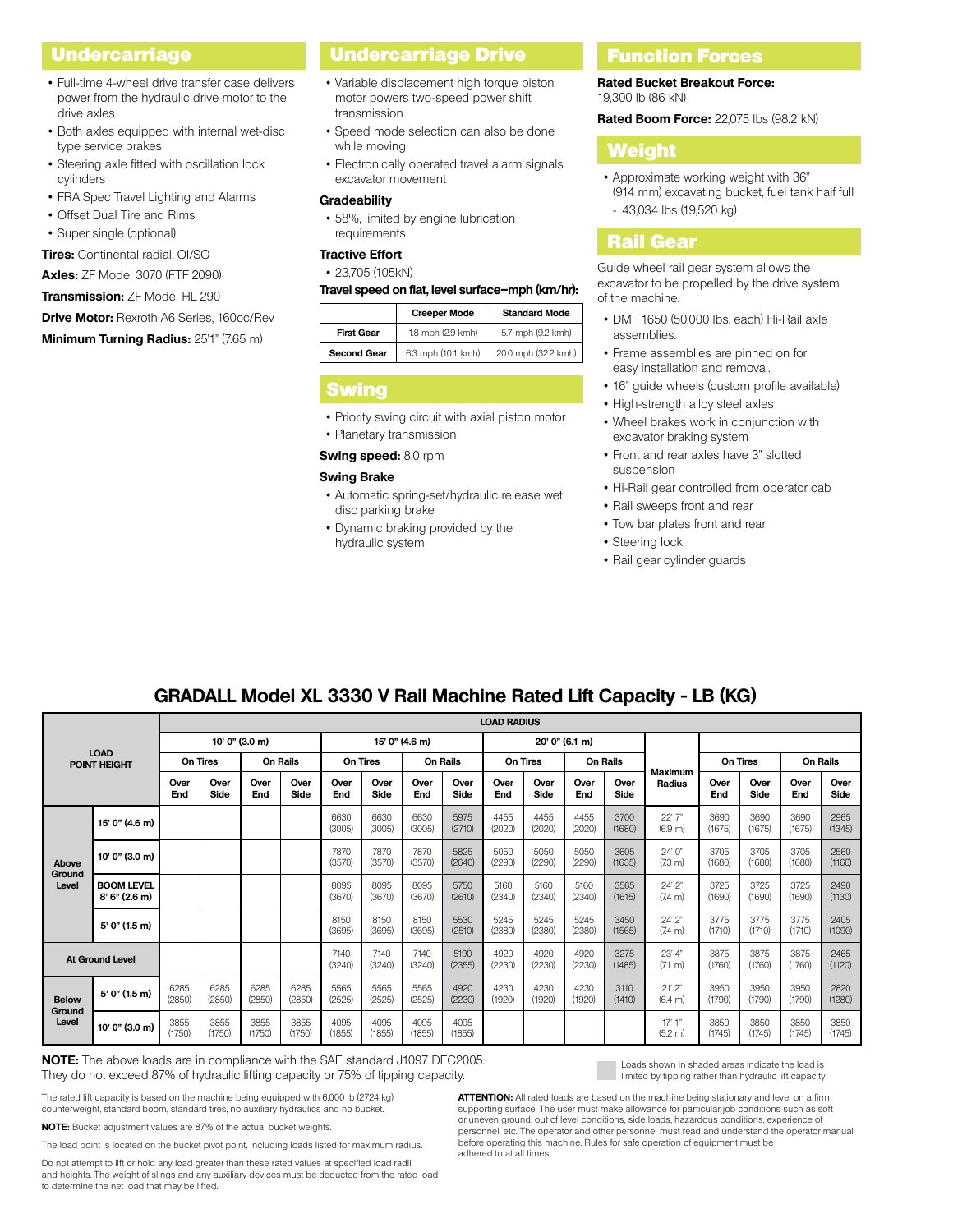## Undercarriage

- Full-time 4-wheel drive transfer case delivers power from the hydraulic drive motor to the drive axles
- Both axles equipped with internal wet-disc type service brakes
- Steering axle fitted with oscillation lock cylinders
- FRA Spec Travel Lighting and Alarms
- Offset Dual Tire and Rims
- Super single (optional)

**Tires:** Continental radial, OI/SO

**Axles:** ZF Model 3070 (FTF 2090)

**Transmission:** ZF Model HL 290

**Drive Motor:** Rexroth A6 Series, 160cc/Rev

**Minimum Turning Radius:** 25'1" (7.65 m)

## Undercarriage Drive

- Variable displacement high torque piston motor powers two-speed power shift transmission
- Speed mode selection can also be done while moving
- Electronically operated travel alarm signals excavator movement

### Gradeability

- 58%, limited by engine lubrication requirements

### Tractive Effort

- 23,705 (105kN)

### Travel speed on flat, level surface–mph (km/hr):

| | Creeper Mode | Standard Mode |
|---|---|---|
| First Gear | 1.8 mph (2.9 kmh) | 5.7 mph (9.2 kmh) |
| Second Gear | 6.3 mph (10.1 kmh) | 20.0 mph (32.2 kmh) |

## Swing

- Priority swing circuit with axial piston motor
- Planetary transmission

**Swing speed:** 8.0 rpm

### Swing Brake

- Automatic spring-set/hydraulic release wet disc parking brake
- Dynamic braking provided by the hydraulic system

## Function Forces

**Rated Bucket Breakout Force:**
19,300 lb (86 kN)

**Rated Boom Force:** 22,075 lbs (98.2 kN)

## Weight

- Approximate working weight with 36" (914 mm) excavating bucket, fuel tank half full
  - 43,034 lbs (19,520 kg)

## Rail Gear

Guide wheel rail gear system allows the excavator to be propelled by the drive system of the machine.

- DMF 1650 (50,000 lbs. each) Hi-Rail axle assemblies.
- Frame assemblies are pinned on for easy installation and removal.
- 16" guide wheels (custom profile available)
- High-strength alloy steel axles
- Wheel brakes work in conjunction with excavator braking system
- Front and rear axles have 3" slotted suspension
- Hi-Rail gear controlled from operator cab
- Rail sweeps front and rear
- Tow bar plates front and rear
- Steering lock
- Rail gear cylinder guards

## GRADALL Model XL 3330 V Rail Machine Rated Lift Capacity - LB (KG)

| LOAD POINT HEIGHT | | LOAD RADIUS | | | | | | | | | | | | | | | | | | | | |
|---|---|---|---|---|---|---|---|---|---|---|---|---|---|---|---|---|---|---|---|---|---|---|
| | | 10' 0" (3.0 m) | | | | 15' 0" (4.6 m) | | | | 20' 0" (6.1 m) | | | | Maximum Radius | | | | |
| | | On Tires | | On Rails | | On Tires | | On Rails | | On Tires | | On Rails | | | On Tires | | On Rails | |
| | | Over End | Over Side | Over End | Over Side | Over End | Over Side | Over End | Over Side | Over End | Over Side | Over End | Over Side | | Over End | Over Side | Over End | Over Side |
| Above Ground Level | 15' 0" (4.6 m) | | | | | 6630 (3005) | 6630 (3005) | 6630 (3005) | 5975 (2710) | 4455 (2020) | 4455 (2020) | 4455 (2020) | 3700 (1680) | 22' 7" (6.9 m) | 3690 (1675) | 3690 (1675) | 3690 (1675) | 2965 (1345) |
| | 10' 0" (3.0 m) | | | | | 7870 (3570) | 7870 (3570) | 7870 (3570) | 5825 (2640) | 5050 (2290) | 5050 (2290) | 5050 (2290) | 3605 (1635) | 24' 0" (7.3 m) | 3705 (1680) | 3705 (1680) | 3705 (1680) | 2560 (1160) |
| | BOOM LEVEL 8' 6" (2.6 m) | | | | | 8095 (3670) | 8095 (3670) | 8095 (3670) | 5750 (2610) | 5160 (2340) | 5160 (2340) | 5160 (2340) | 3565 (1615) | 24' 2" (7.4 m) | 3725 (1690) | 3725 (1690) | 3725 (1690) | 2490 (1130) |
| | 5' 0" (1.5 m) | | | | | 8150 (3695) | 8150 (3695) | 8150 (3695) | 5530 (2510) | 5245 (2380) | 5245 (2380) | 5245 (2380) | 3450 (1565) | 24' 2" (7.4 m) | 3775 (1710) | 3775 (1710) | 3775 (1710) | 2405 (1090) |
| At Ground Level | | | | | | 7140 (3240) | 7140 (3240) | 7140 (3240) | 5190 (2355) | 4920 (2230) | 4920 (2230) | 4920 (2230) | 3275 (1485) | 23' 4" (7.1 m) | 3875 (1760) | 3875 (1760) | 3875 (1760) | 2465 (1120) |
| Below Ground Level | 5' 0" (1.5 m) | 6285 (2850) | 6285 (2850) | 6285 (2850) | 6285 (2850) | 5565 (2525) | 5565 (2525) | 5565 (2525) | 4920 (2230) | 4230 (1920) | 4230 (1920) | 4230 (1920) | 3110 (1410) | 21' 2" (6.4 m) | 3950 (1790) | 3950 (1790) | 3950 (1790) | 2820 (1280) |
| | 10' 0" (3.0 m) | 3855 (1750) | 3855 (1750) | 3855 (1750) | 3855 (1750) | 4095 (1855) | 4095 (1855) | 4095 (1855) | 4095 (1855) | | | | | 17' 1" (5.2 m) | 3850 (1745) | 3850 (1745) | 3850 (1745) | 3850 (1745) |

**NOTE:** The above loads are in compliance with the SAE standard J1097 DEC2005. They do not exceed 87% of hydraulic lifting capacity or 75% of tipping capacity.

Loads shown in shaded areas indicate the load is limited by tipping rather than hydraulic lift capacity.

The rated lift capacity is based on the machine being equipped with 6,000 lb (2724 kg) counterweight, standard boom, standard tires, no auxiliary hydraulics and no bucket.

**NOTE:** Bucket adjustment values are 87% of the actual bucket weights.

The load point is located on the bucket pivot point, including loads listed for maximum radius.

Do not attempt to lift or hold any load greater than these rated values at specified load radii and heights. The weight of slings and any auxiliary devices must be deducted from the rated load to determine the net load that may be lifted.

**ATTENTION:** All rated loads are based on the machine being stationary and level on a firm supporting surface. The user must make allowance for particular job conditions such as soft or uneven ground, out of level conditions, side loads, hazardous conditions, experience of personnel, etc. The operator and other personnel must read and understand the operator manual before operating this machine. Rules for safe operation of equipment must be adhered to at all times.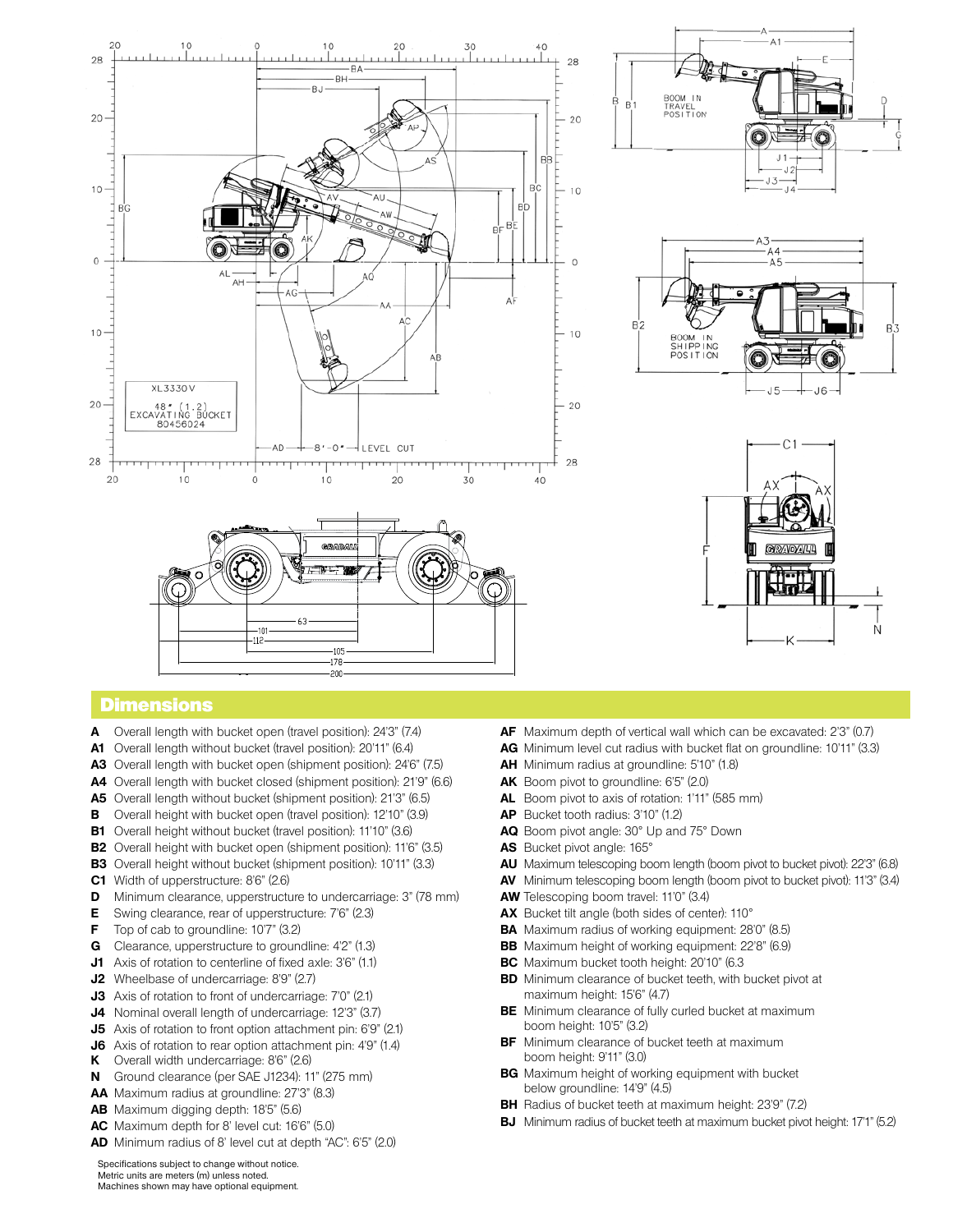## Dimensions

- **A** Overall length with bucket open (travel position): 24'3" (7.4)
- **A1** Overall length without bucket (travel position): 20'11" (6.4)
- **A3** Overall length with bucket open (shipment position): 24'6" (7.5)
- **A4** Overall length with bucket closed (shipment position): 21'9" (6.6)
- **A5** Overall length without bucket (shipment position): 21'3" (6.5)
- **B** Overall height with bucket open (travel position): 12'10" (3.9)
- **B1** Overall height without bucket (travel position): 11'10" (3.6)
- **B2** Overall height with bucket open (shipment position): 11'6" (3.5)
- **B3** Overall height without bucket (shipment position): 10'11" (3.3)
- **C1** Width of upperstructure: 8'6" (2.6)
- **D** Minimum clearance, upperstructure to undercarriage: 3" (78 mm)
- **E** Swing clearance, rear of upperstructure: 7'6" (2.3)
- **F** Top of cab to groundline: 10'7" (3.2)
- **G** Clearance, upperstructure to groundline: 4'2" (1.3)
- **J1** Axis of rotation to centerline of fixed axle: 3'6" (1.1)
- **J2** Wheelbase of undercarriage: 8'9" (2.7)
- **J3** Axis of rotation to front of undercarriage: 7'0" (2.1)
- **J4** Nominal overall length of undercarriage: 12'3" (3.7)
- **J5** Axis of rotation to front option attachment pin: 6'9" (2.1)
- **J6** Axis of rotation to rear option attachment pin: 4'9" (1.4)
- **K** Overall width undercarriage: 8'6" (2.6)
- **N** Ground clearance (per SAE J1234): 11" (275 mm)
- **AA** Maximum radius at groundline: 27'3" (8.3)
- **AB** Maximum digging depth: 18'5" (5.6)
- **AC** Maximum depth for 8' level cut: 16'6" (5.0)
- **AD** Minimum radius of 8' level cut at depth "AC": 6'5" (2.0)
- **AF** Maximum depth of vertical wall which can be excavated: 2'3" (0.7)
- **AG** Minimum level cut radius with bucket flat on groundline: 10'11" (3.3)
- **AH** Minimum radius at groundline: 5'10" (1.8)
- **AK** Boom pivot to groundline: 6'5" (2.0)
- **AL** Boom pivot to axis of rotation: 1'11" (585 mm)
- **AP** Bucket tooth radius: 3'10" (1.2)
- **AQ** Boom pivot angle: 30° Up and 75° Down
- **AS** Bucket pivot angle: 165°
- **AU** Maximum telescoping boom length (boom pivot to bucket pivot): 22'3" (6.8)
- **AV** Minimum telescoping boom length (boom pivot to bucket pivot): 11'3" (3.4)
- **AW** Telescoping boom travel: 11'0" (3.4)
- **AX** Bucket tilt angle (both sides of center): 110°
- **BA** Maximum radius of working equipment: 28'0" (8.5)
- **BB** Maximum height of working equipment: 22'8" (6.9)
- **BC** Maximum bucket tooth height: 20'10" (6.3
- **BD** Minimum clearance of bucket teeth, with bucket pivot at maximum height: 15'6" (4.7)
- **BE** Minimum clearance of fully curled bucket at maximum boom height: 10'5" (3.2)
- **BF** Minimum clearance of bucket teeth at maximum boom height: 9'11" (3.0)
- **BG** Maximum height of working equipment with bucket below groundline: 14'9" (4.5)
- **BH** Radius of bucket teeth at maximum height: 23'9" (7.2)
- **BJ** Minimum radius of bucket teeth at maximum bucket pivot height: 17'1" (5.2)

Specifications subject to change without notice.
Metric units are meters (m) unless noted.
Machines shown may have optional equipment.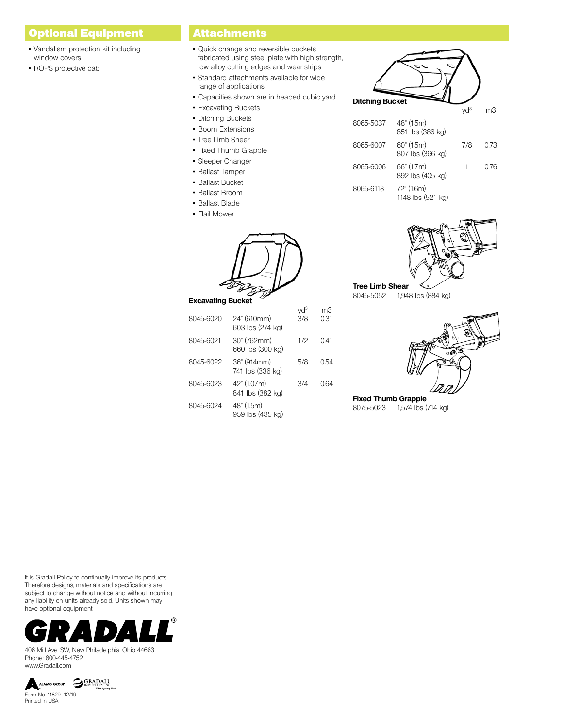## Optional Equipment

- Vandalism protection kit including window covers
- ROPS protective cab

## Attachments

- Quick change and reversible buckets fabricated using steel plate with high strength, low alloy cutting edges and wear strips
- Standard attachments available for wide range of applications
- Capacities shown are in heaped cubic yard
- Excavating Buckets
- Ditching Buckets
- Boom Extensions
- Tree Limb Sheer
- Fixed Thumb Grapple
- Sleeper Changer
- Ballast Tamper
- Ballast Bucket
- Ballast Broom
- Ballast Blade
- Flail Mower

**Excavating Bucket**

| | | yd³ | m3 |
|---|---|---|---|
| 8045-6020 | 24" (610mm) 603 lbs (274 kg) | 3/8 | 0.31 |
| 8045-6021 | 30" (762mm) 660 lbs (300 kg) | 1/2 | 0.41 |
| 8045-6022 | 36" (914mm) 741 lbs (336 kg) | 5/8 | 0.54 |
| 8045-6023 | 42" (1.07m) 841 lbs (382 kg) | 3/4 | 0.64 |
| 8045-6024 | 48" (1.5m) 959 lbs (435 kg) | | |

**Ditching Bucket**

| | | yd³ | m3 |
|---|---|---|---|
| 8065-5037 | 48" (1.5m) 851 lbs (386 kg) | | |
| 8065-6007 | 60" (1.5m) 807 lbs (366 kg) | 7/8 | 0.73 |
| 8065-6006 | 66" (1.7m) 892 lbs (405 kg) | 1 | 0.76 |
| 8065-6118 | 72" (1.6m) 1148 lbs (521 kg) | | |

**Tree Limb Shear**
8045-5052 1,948 lbs (884 kg)

**Fixed Thumb Grapple**
8075-5023 1,574 lbs (714 kg)

It is Gradall Policy to continually improve its products. Therefore designs, materials and specifications are subject to change without notice and without incurring any liability on units already sold. Units shown may have optional equipment.

GRADALL®

406 Mill Ave. SW, New Philadelphia, Ohio 44663
Phone: 800-445-4752
www.Gradall.com

ALAMO GROUP GRADALL INDUSTRIES, INC.

Form No. 11829 12/19
Printed in USA